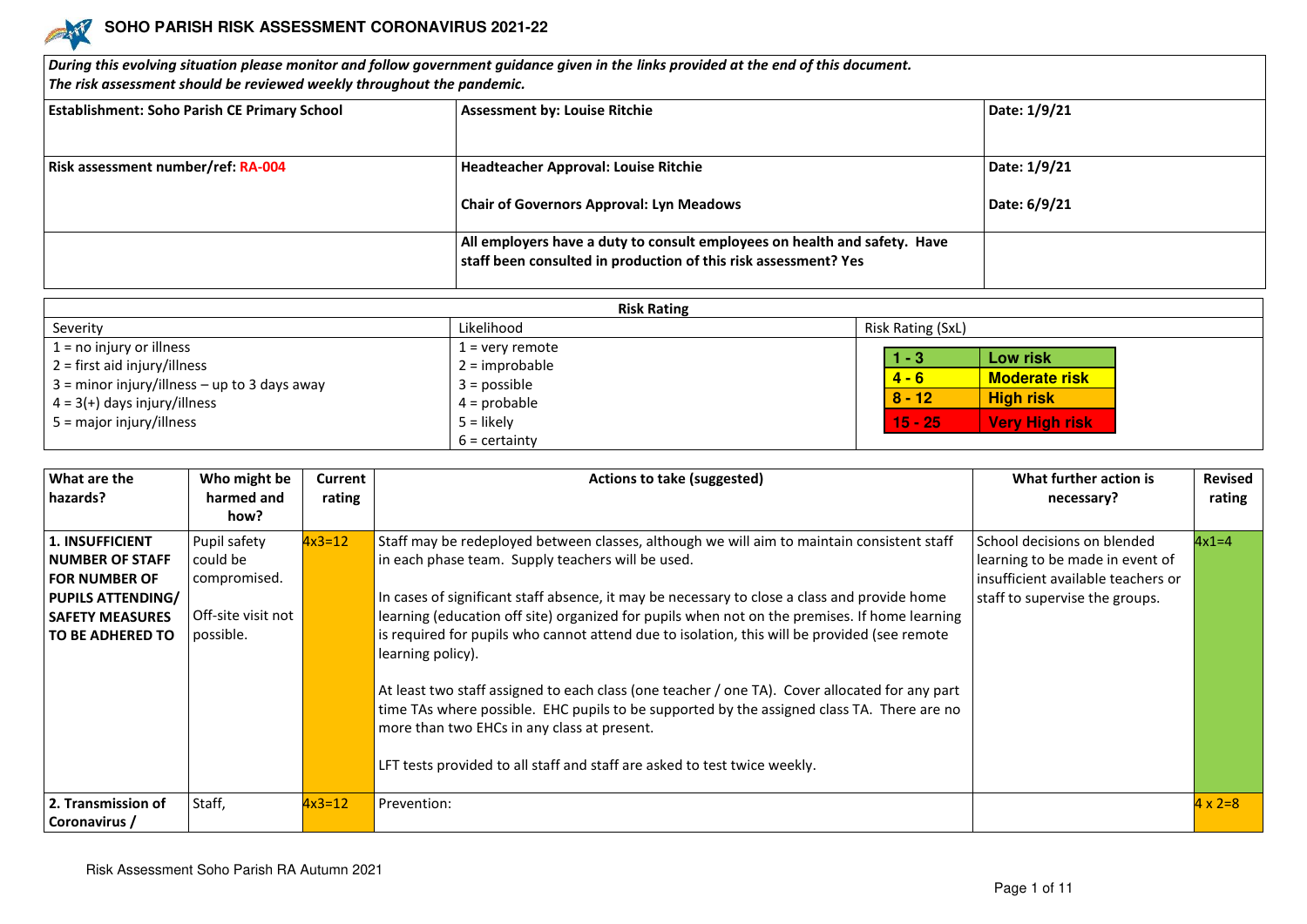# SOHO PARISH RISK ASSESSMENT CORONAVIRUS 2021-22

*During this evolving situation please monitor and follow government guidance given in the links provided at the end of this document.*
*The risk assessment should be reviewed weekly throughout the pandemic.*

| | | |
|---|---|---|
| **Establishment: Soho Parish CE Primary School** | **Assessment by: Louise Ritchie** | **Date: 1/9/21** |
| **Risk assessment number/ref: RA-004** | **Headteacher Approval: Louise Ritchie**<br><br>**Chair of Governors Approval: Lyn Meadows** | **Date: 1/9/21**<br><br>**Date: 6/9/21** |
| | **All employers have a duty to consult employees on health and safety. Have staff been consulted in production of this risk assessment? Yes** | |

| **Risk Rating** | | |
|---|---|---|
| Severity | Likelihood | Risk Rating (SxL) |
| 1 = no injury or illness<br>2 = first aid injury/illness<br>3 = minor injury/illness – up to 3 days away<br>4 = 3(+) days injury/illness<br>5 = major injury/illness | 1 = very remote<br>2 = improbable<br>3 = possible<br>4 = probable<br>5 = likely<br>6 = certainty | 1 - 3: Low risk<br>4 - 6: Moderate risk<br>8 - 12: High risk<br>15 - 25: Very High risk |

| What are the hazards? | Who might be harmed and how? | Current rating | Actions to take (suggested) | What further action is necessary? | Revised rating |
|---|---|---|---|---|---|
| **1. INSUFFICIENT NUMBER OF STAFF FOR NUMBER OF PUPILS ATTENDING/ SAFETY MEASURES TO BE ADHERED TO** | Pupil safety could be compromised.<br><br>Off-site visit not possible. | 4x3=12 | Staff may be redeployed between classes, although we will aim to maintain consistent staff in each phase team. Supply teachers will be used.<br><br>In cases of significant staff absence, it may be necessary to close a class and provide home learning (education off site) organized for pupils when not on the premises. If home learning is required for pupils who cannot attend due to isolation, this will be provided (see remote learning policy).<br><br>At least two staff assigned to each class (one teacher / one TA). Cover allocated for any part time TAs where possible. EHC pupils to be supported by the assigned class TA. There are no more than two EHCs in any class at present.<br><br>LFT tests provided to all staff and staff are asked to test twice weekly. | School decisions on blended learning to be made in event of insufficient available teachers or staff to supervise the groups. | 4x1=4 |
| **2. Transmission of Coronavirus /** | Staff, | 4x3=12 | Prevention: | | 4 x 2=8 |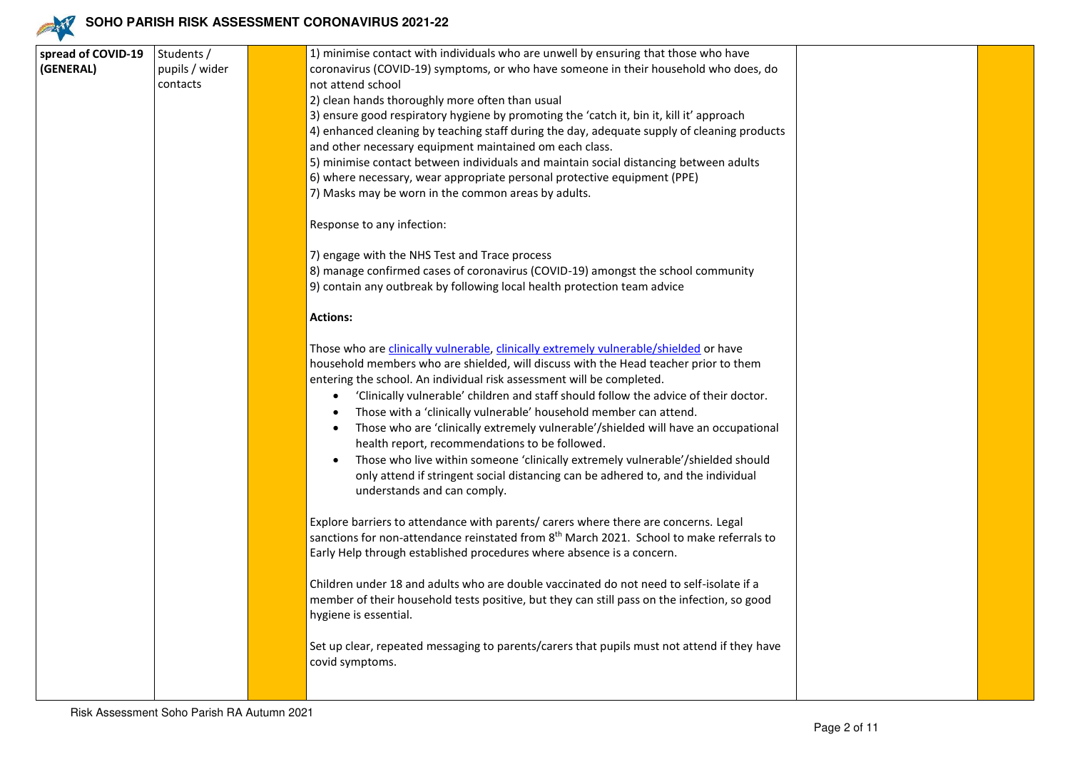| | | | | | |
|---|---|---|---|---|---|
| **spread of COVID-19 (GENERAL)** | Students / pupils / wider contacts | | 1) minimise contact with individuals who are unwell by ensuring that those who have coronavirus (COVID-19) symptoms, or who have someone in their household who does, do not attend school<br>2) clean hands thoroughly more often than usual<br>3) ensure good respiratory hygiene by promoting the 'catch it, bin it, kill it' approach<br>4) enhanced cleaning by teaching staff during the day, adequate supply of cleaning products and other necessary equipment maintained om each class.<br>5) minimise contact between individuals and maintain social distancing between adults<br>6) where necessary, wear appropriate personal protective equipment (PPE)<br>7) Masks may be worn in the common areas by adults.<br><br>Response to any infection:<br><br>7) engage with the NHS Test and Trace process<br>8) manage confirmed cases of coronavirus (COVID-19) amongst the school community<br>9) contain any outbreak by following local health protection team advice<br><br>**Actions:**<br><br>Those who are clinically vulnerable, clinically extremely vulnerable/shielded or have household members who are shielded, will discuss with the Head teacher prior to them entering the school. An individual risk assessment will be completed.<br>• 'Clinically vulnerable' children and staff should follow the advice of their doctor.<br>• Those with a 'clinically vulnerable' household member can attend.<br>• Those who are 'clinically extremely vulnerable'/shielded will have an occupational health report, recommendations to be followed.<br>• Those who live within someone 'clinically extremely vulnerable'/shielded should only attend if stringent social distancing can be adhered to, and the individual understands and can comply.<br><br>Explore barriers to attendance with parents/ carers where there are concerns. Legal sanctions for non-attendance reinstated from 8th March 2021. School to make referrals to Early Help through established procedures where absence is a concern.<br><br>Children under 18 and adults who are double vaccinated do not need to self-isolate if a member of their household tests positive, but they can still pass on the infection, so good hygiene is essential.<br><br>Set up clear, repeated messaging to parents/carers that pupils must not attend if they have covid symptoms. | | |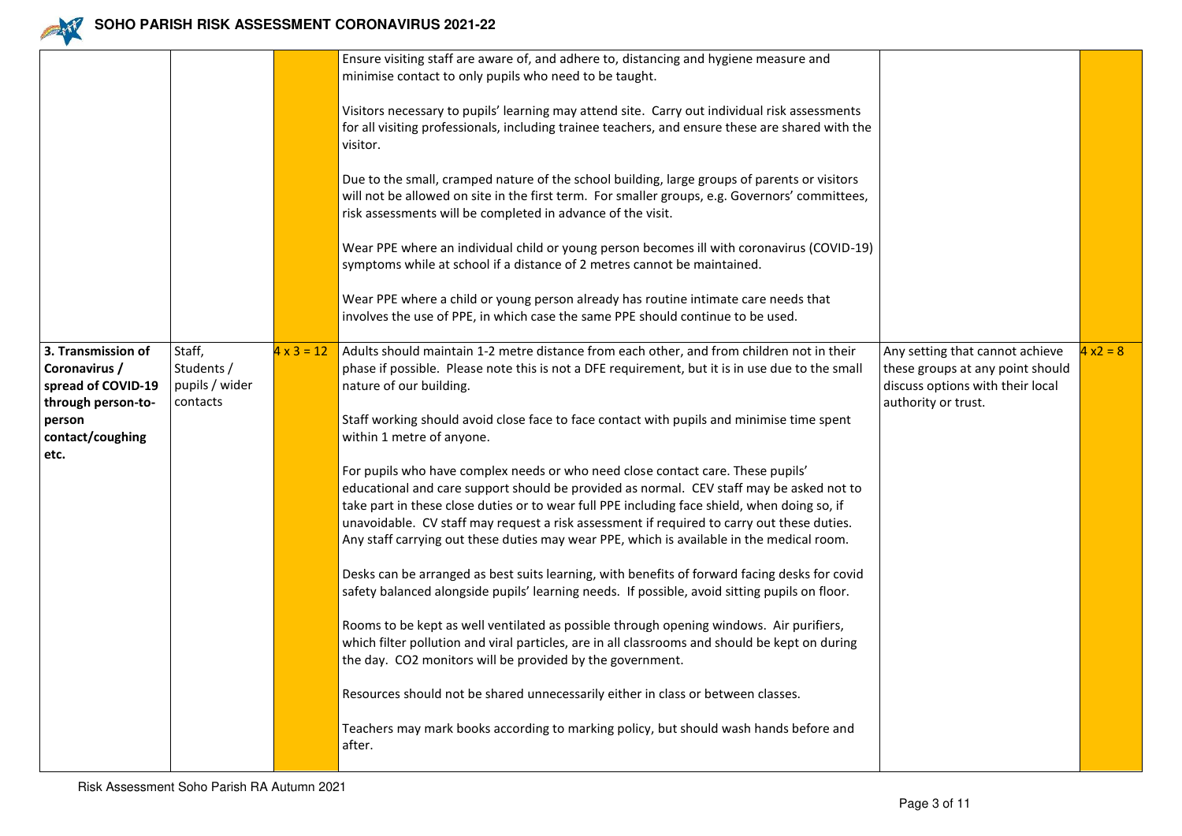| | | | | | |
|---|---|---|---|---|---|
| | | | Ensure visiting staff are aware of, and adhere to, distancing and hygiene measure and minimise contact to only pupils who need to be taught.<br><br>Visitors necessary to pupils' learning may attend site. Carry out individual risk assessments for all visiting professionals, including trainee teachers, and ensure these are shared with the visitor.<br><br>Due to the small, cramped nature of the school building, large groups of parents or visitors will not be allowed on site in the first term. For smaller groups, e.g. Governors' committees, risk assessments will be completed in advance of the visit.<br><br>Wear PPE where an individual child or young person becomes ill with coronavirus (COVID-19) symptoms while at school if a distance of 2 metres cannot be maintained.<br><br>Wear PPE where a child or young person already has routine intimate care needs that involves the use of PPE, in which case the same PPE should continue to be used. | | |
| **3. Transmission of Coronavirus / spread of COVID-19 through person-to-person contact/coughing etc.** | Staff, Students / pupils / wider contacts | 4 x 3 = 12 | Adults should maintain 1-2 metre distance from each other, and from children not in their phase if possible. Please note this is not a DFE requirement, but it is in use due to the small nature of our building.<br><br>Staff working should avoid close face to face contact with pupils and minimise time spent within 1 metre of anyone.<br><br>For pupils who have complex needs or who need close contact care. These pupils' educational and care support should be provided as normal. CEV staff may be asked not to take part in these close duties or to wear full PPE including face shield, when doing so, if unavoidable. CV staff may request a risk assessment if required to carry out these duties. Any staff carrying out these duties may wear PPE, which is available in the medical room.<br><br>Desks can be arranged as best suits learning, with benefits of forward facing desks for covid safety balanced alongside pupils' learning needs. If possible, avoid sitting pupils on floor.<br><br>Rooms to be kept as well ventilated as possible through opening windows. Air purifiers, which filter pollution and viral particles, are in all classrooms and should be kept on during the day. $CO_2$ monitors will be provided by the government.<br><br>Resources should not be shared unnecessarily either in class or between classes.<br><br>Teachers may mark books according to marking policy, but should wash hands before and after. | Any setting that cannot achieve these groups at any point should discuss options with their local authority or trust. | 4 x2 = 8 |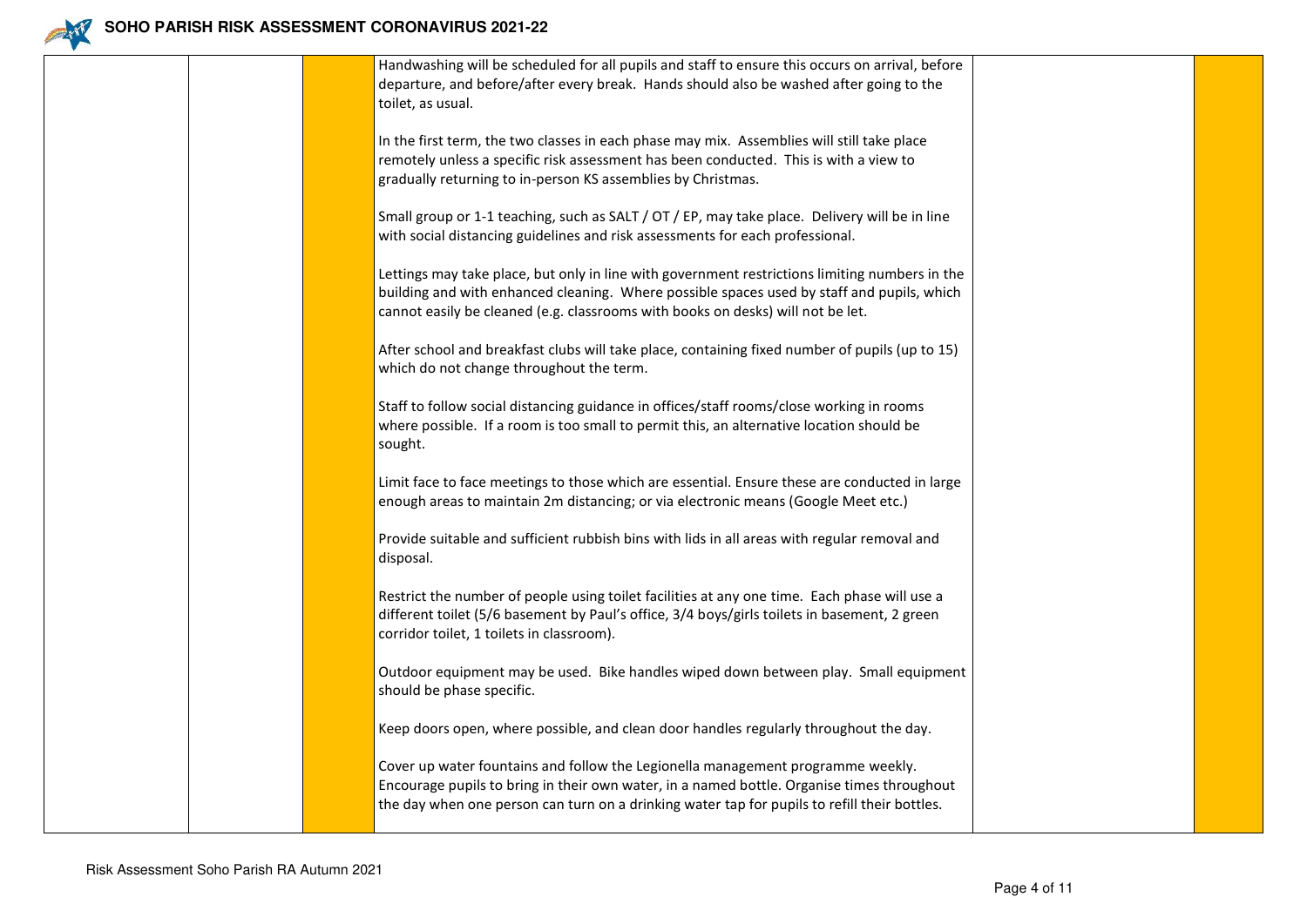| | | | | | |
|---|---|---|---|---|---|
| | | | Handwashing will be scheduled for all pupils and staff to ensure this occurs on arrival, before departure, and before/after every break. Hands should also be washed after going to the toilet, as usual.<br><br>In the first term, the two classes in each phase may mix. Assemblies will still take place remotely unless a specific risk assessment has been conducted. This is with a view to gradually returning to in-person KS assemblies by Christmas.<br><br>Small group or 1-1 teaching, such as SALT / OT / EP, may take place. Delivery will be in line with social distancing guidelines and risk assessments for each professional.<br><br>Lettings may take place, but only in line with government restrictions limiting numbers in the building and with enhanced cleaning. Where possible spaces used by staff and pupils, which cannot easily be cleaned (e.g. classrooms with books on desks) will not be let.<br><br>After school and breakfast clubs will take place, containing fixed number of pupils (up to 15) which do not change throughout the term.<br><br>Staff to follow social distancing guidance in offices/staff rooms/close working in rooms where possible. If a room is too small to permit this, an alternative location should be sought.<br><br>Limit face to face meetings to those which are essential. Ensure these are conducted in large enough areas to maintain 2m distancing; or via electronic means (Google Meet etc.)<br><br>Provide suitable and sufficient rubbish bins with lids in all areas with regular removal and disposal.<br><br>Restrict the number of people using toilet facilities at any one time. Each phase will use a different toilet (5/6 basement by Paul's office, 3/4 boys/girls toilets in basement, 2 green corridor toilet, 1 toilets in classroom).<br><br>Outdoor equipment may be used. Bike handles wiped down between play. Small equipment should be phase specific.<br><br>Keep doors open, where possible, and clean door handles regularly throughout the day.<br><br>Cover up water fountains and follow the Legionella management programme weekly. Encourage pupils to bring in their own water, in a named bottle. Organise times throughout the day when one person can turn on a drinking water tap for pupils to refill their bottles. | | |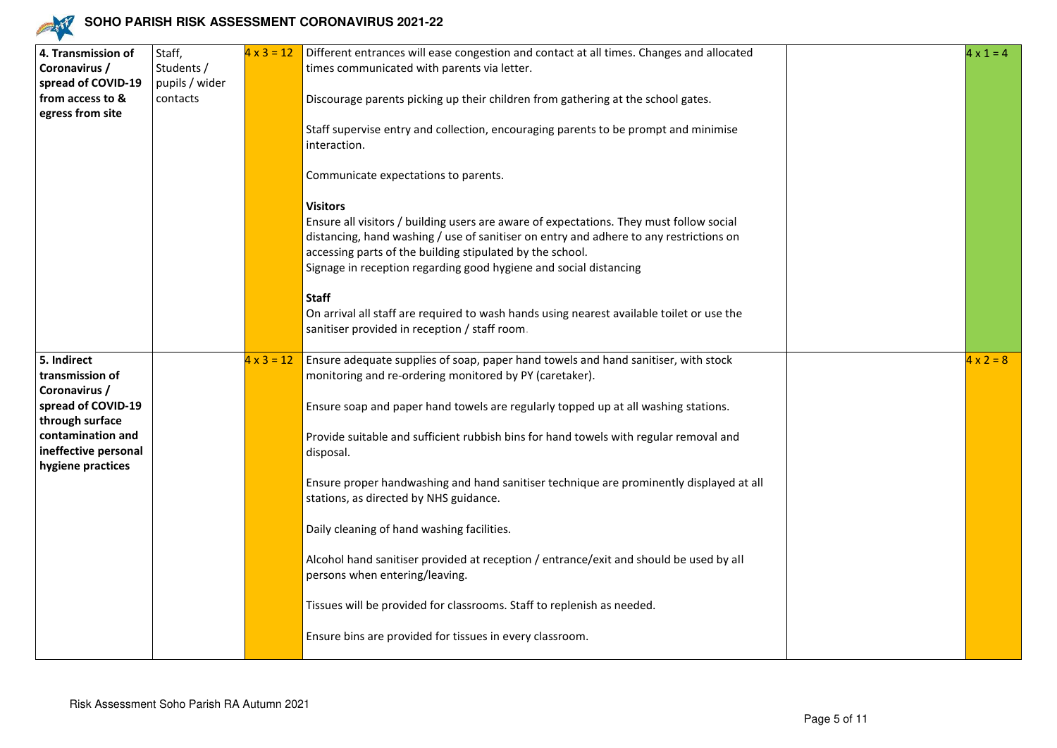| | | | | | |
|---|---|---|---|---|---|
| **4. Transmission of Coronavirus / spread of COVID-19 from access to & egress from site** | Staff, Students / pupils / wider contacts | 4 x 3 = 12 | Different entrances will ease congestion and contact at all times. Changes and allocated times communicated with parents via letter.<br><br>Discourage parents picking up their children from gathering at the school gates.<br><br>Staff supervise entry and collection, encouraging parents to be prompt and minimise interaction.<br><br>Communicate expectations to parents.<br><br>**Visitors**<br>Ensure all visitors / building users are aware of expectations. They must follow social distancing, hand washing / use of sanitiser on entry and adhere to any restrictions on accessing parts of the building stipulated by the school.<br>Signage in reception regarding good hygiene and social distancing<br><br>**Staff**<br>On arrival all staff are required to wash hands using nearest available toilet or use the sanitiser provided in reception / staff room. | | 4 x 1 = 4 |
| **5. Indirect transmission of Coronavirus / spread of COVID-19 through surface contamination and ineffective personal hygiene practices** | | 4 x 3 = 12 | Ensure adequate supplies of soap, paper hand towels and hand sanitiser, with stock monitoring and re-ordering monitored by PY (caretaker).<br><br>Ensure soap and paper hand towels are regularly topped up at all washing stations.<br><br>Provide suitable and sufficient rubbish bins for hand towels with regular removal and disposal.<br><br>Ensure proper handwashing and hand sanitiser technique are prominently displayed at all stations, as directed by NHS guidance.<br><br>Daily cleaning of hand washing facilities.<br><br>Alcohol hand sanitiser provided at reception / entrance/exit and should be used by all persons when entering/leaving.<br><br>Tissues will be provided for classrooms. Staff to replenish as needed.<br><br>Ensure bins are provided for tissues in every classroom. | | 4 x 2 = 8 |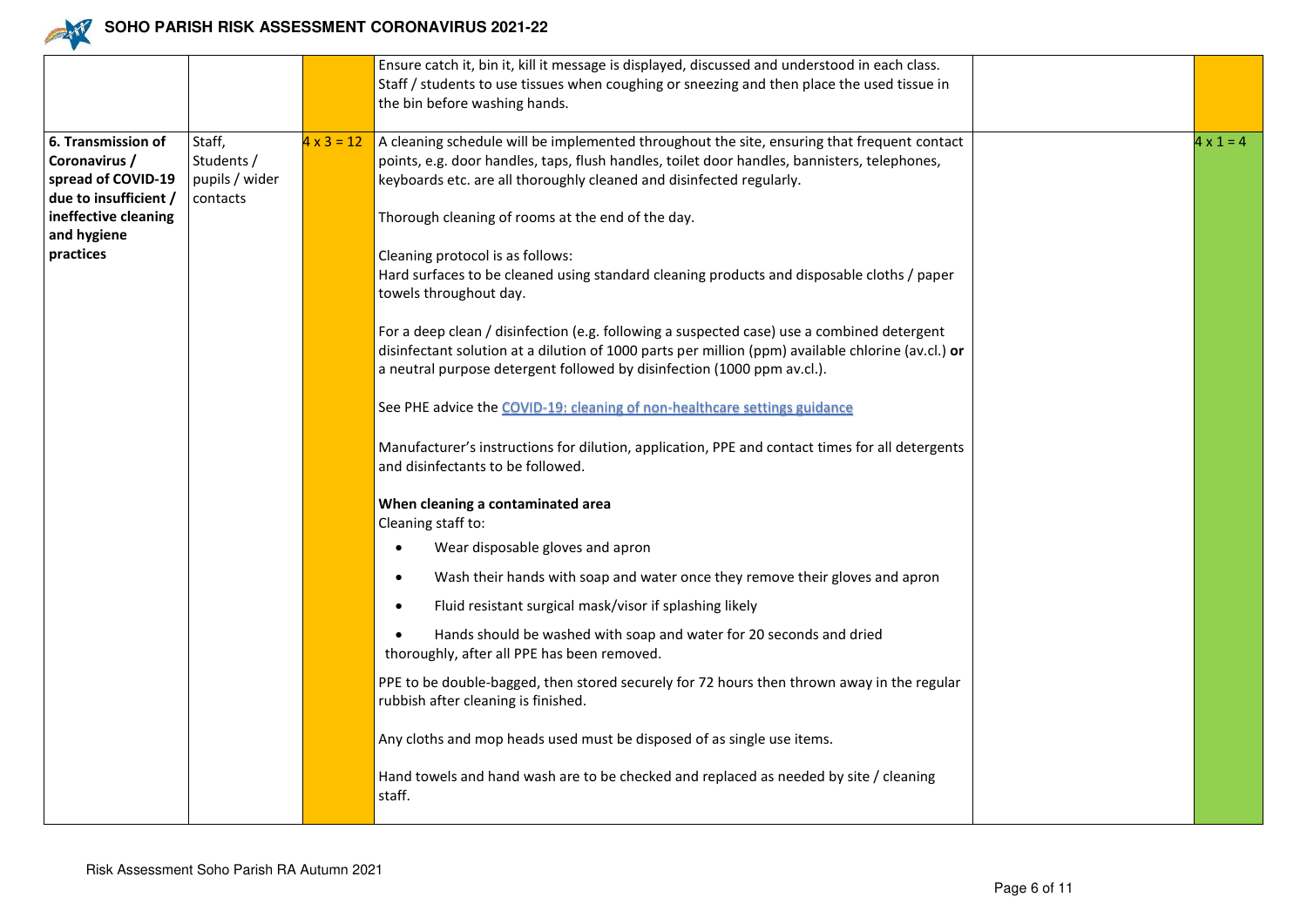| | | | | | |
|---|---|---|---|---|---|
| | | | Ensure catch it, bin it, kill it message is displayed, discussed and understood in each class. Staff / students to use tissues when coughing or sneezing and then place the used tissue in the bin before washing hands. | | |
| **6. Transmission of Coronavirus / spread of COVID-19 due to insufficient / ineffective cleaning and hygiene practices** | Staff, Students / pupils / wider contacts | 4 x 3 = 12 | A cleaning schedule will be implemented throughout the site, ensuring that frequent contact points, e.g. door handles, taps, flush handles, toilet door handles, bannisters, telephones, keyboards etc. are all thoroughly cleaned and disinfected regularly.<br><br>Thorough cleaning of rooms at the end of the day.<br><br>Cleaning protocol is as follows:<br>Hard surfaces to be cleaned using standard cleaning products and disposable cloths / paper towels throughout day.<br><br>For a deep clean / disinfection (e.g. following a suspected case) use a combined detergent disinfectant solution at a dilution of 1000 parts per million (ppm) available chlorine (av.cl.) **or** a neutral purpose detergent followed by disinfection (1000 ppm av.cl.).<br><br>See PHE advice the COVID-19: cleaning of non-healthcare settings guidance<br><br>Manufacturer's instructions for dilution, application, PPE and contact times for all detergents and disinfectants to be followed.<br><br>**When cleaning a contaminated area**<br>Cleaning staff to:<br>• Wear disposable gloves and apron<br>• Wash their hands with soap and water once they remove their gloves and apron<br>• Fluid resistant surgical mask/visor if splashing likely<br>• Hands should be washed with soap and water for 20 seconds and dried thoroughly, after all PPE has been removed.<br><br>PPE to be double-bagged, then stored securely for 72 hours then thrown away in the regular rubbish after cleaning is finished.<br><br>Any cloths and mop heads used must be disposed of as single use items.<br><br>Hand towels and hand wash are to be checked and replaced as needed by site / cleaning staff. | | 4 x 1 = 4 |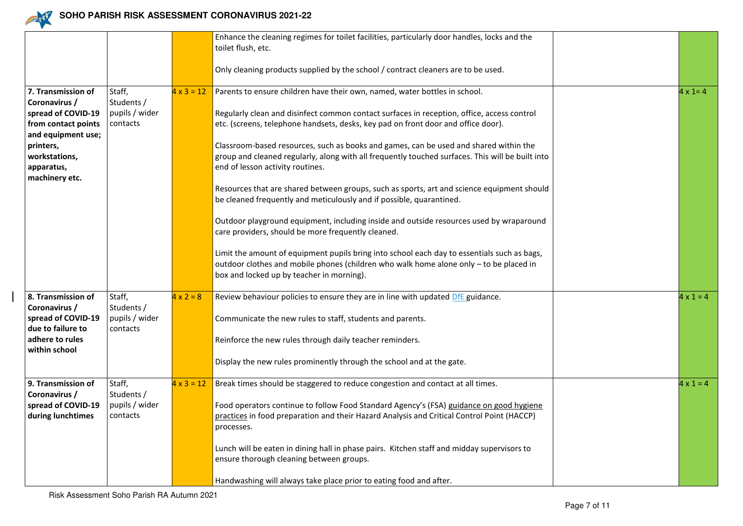| | | | | | |
|---|---|---|---|---|---|
| | | | Enhance the cleaning regimes for toilet facilities, particularly door handles, locks and the toilet flush, etc.<br><br>Only cleaning products supplied by the school / contract cleaners are to be used. | | |
| **7. Transmission of Coronavirus / spread of COVID-19 from contact points and equipment use; printers, workstations, apparatus, machinery etc.** | Staff, Students / pupils / wider contacts | 4 x 3 = 12 | Parents to ensure children have their own, named, water bottles in school.<br><br>Regularly clean and disinfect common contact surfaces in reception, office, access control etc. (screens, telephone handsets, desks, key pad on front door and office door).<br><br>Classroom-based resources, such as books and games, can be used and shared within the group and cleaned regularly, along with all frequently touched surfaces. This will be built into end of lesson activity routines.<br><br>Resources that are shared between groups, such as sports, art and science equipment should be cleaned frequently and meticulously and if possible, quarantined.<br><br>Outdoor playground equipment, including inside and outside resources used by wraparound care providers, should be more frequently cleaned.<br><br>Limit the amount of equipment pupils bring into school each day to essentials such as bags, outdoor clothes and mobile phones (children who walk home alone only – to be placed in box and locked up by teacher in morning). | | 4 x 1= 4 |
| **8. Transmission of Coronavirus / spread of COVID-19 due to failure to adhere to rules within school** | Staff, Students / pupils / wider contacts | 4 x 2 = 8 | Review behaviour policies to ensure they are in line with updated DfE guidance.<br><br>Communicate the new rules to staff, students and parents.<br><br>Reinforce the new rules through daily teacher reminders.<br><br>Display the new rules prominently through the school and at the gate. | | 4 x 1 = 4 |
| **9. Transmission of Coronavirus / spread of COVID-19 during lunchtimes** | Staff, Students / pupils / wider contacts | 4 x 3 = 12 | Break times should be staggered to reduce congestion and contact at all times.<br><br>Food operators continue to follow Food Standard Agency's (FSA) guidance on good hygiene practices in food preparation and their Hazard Analysis and Critical Control Point (HACCP) processes.<br><br>Lunch will be eaten in dining hall in phase pairs. Kitchen staff and midday supervisors to ensure thorough cleaning between groups.<br><br>Handwashing will always take place prior to eating food and after. | | 4 x 1 = 4 |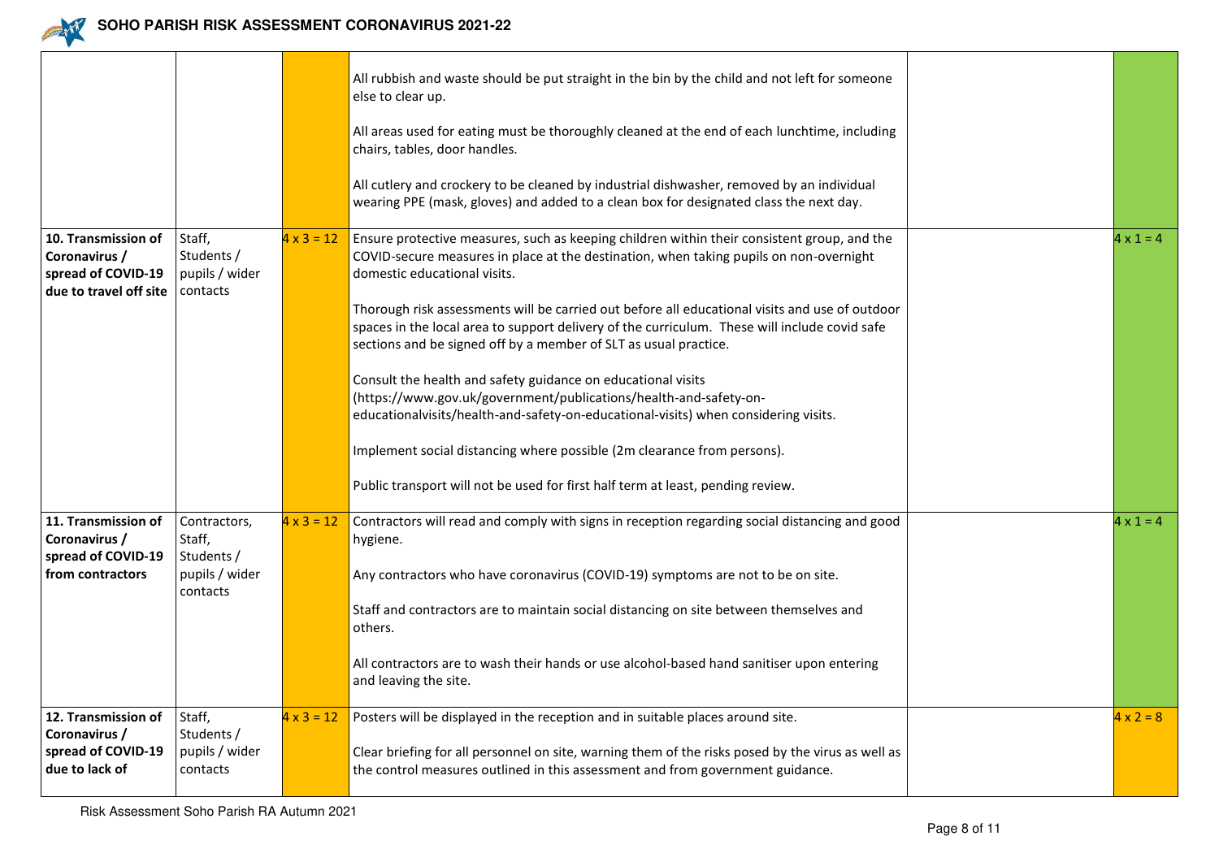| | | | | | |
|---|---|---|---|---|---|
| | | | All rubbish and waste should be put straight in the bin by the child and not left for someone else to clear up.<br><br>All areas used for eating must be thoroughly cleaned at the end of each lunchtime, including chairs, tables, door handles.<br><br>All cutlery and crockery to be cleaned by industrial dishwasher, removed by an individual wearing PPE (mask, gloves) and added to a clean box for designated class the next day. | | |
| **10. Transmission of Coronavirus / spread of COVID-19 due to travel off site** | Staff, Students / pupils / wider contacts | 4 x 3 = 12 | Ensure protective measures, such as keeping children within their consistent group, and the COVID-secure measures in place at the destination, when taking pupils on non-overnight domestic educational visits.<br><br>Thorough risk assessments will be carried out before all educational visits and use of outdoor spaces in the local area to support delivery of the curriculum. These will include covid safe sections and be signed off by a member of SLT as usual practice.<br><br>Consult the health and safety guidance on educational visits (https://www.gov.uk/government/publications/health-and-safety-on-educationalvisits/health-and-safety-on-educational-visits) when considering visits.<br><br>Implement social distancing where possible (2m clearance from persons).<br><br>Public transport will not be used for first half term at least, pending review. | | 4 x 1 = 4 |
| **11. Transmission of Coronavirus / spread of COVID-19 from contractors** | Contractors, Staff, Students / pupils / wider contacts | 4 x 3 = 12 | Contractors will read and comply with signs in reception regarding social distancing and good hygiene.<br><br>Any contractors who have coronavirus (COVID-19) symptoms are not to be on site.<br><br>Staff and contractors are to maintain social distancing on site between themselves and others.<br><br>All contractors are to wash their hands or use alcohol-based hand sanitiser upon entering and leaving the site. | | 4 x 1 = 4 |
| **12. Transmission of Coronavirus / spread of COVID-19 due to lack of** | Staff, Students / pupils / wider contacts | 4 x 3 = 12 | Posters will be displayed in the reception and in suitable places around site.<br><br>Clear briefing for all personnel on site, warning them of the risks posed by the virus as well as the control measures outlined in this assessment and from government guidance. | | 4 x 2 = 8 |

Risk Assessment Soho Parish RA Autumn 2021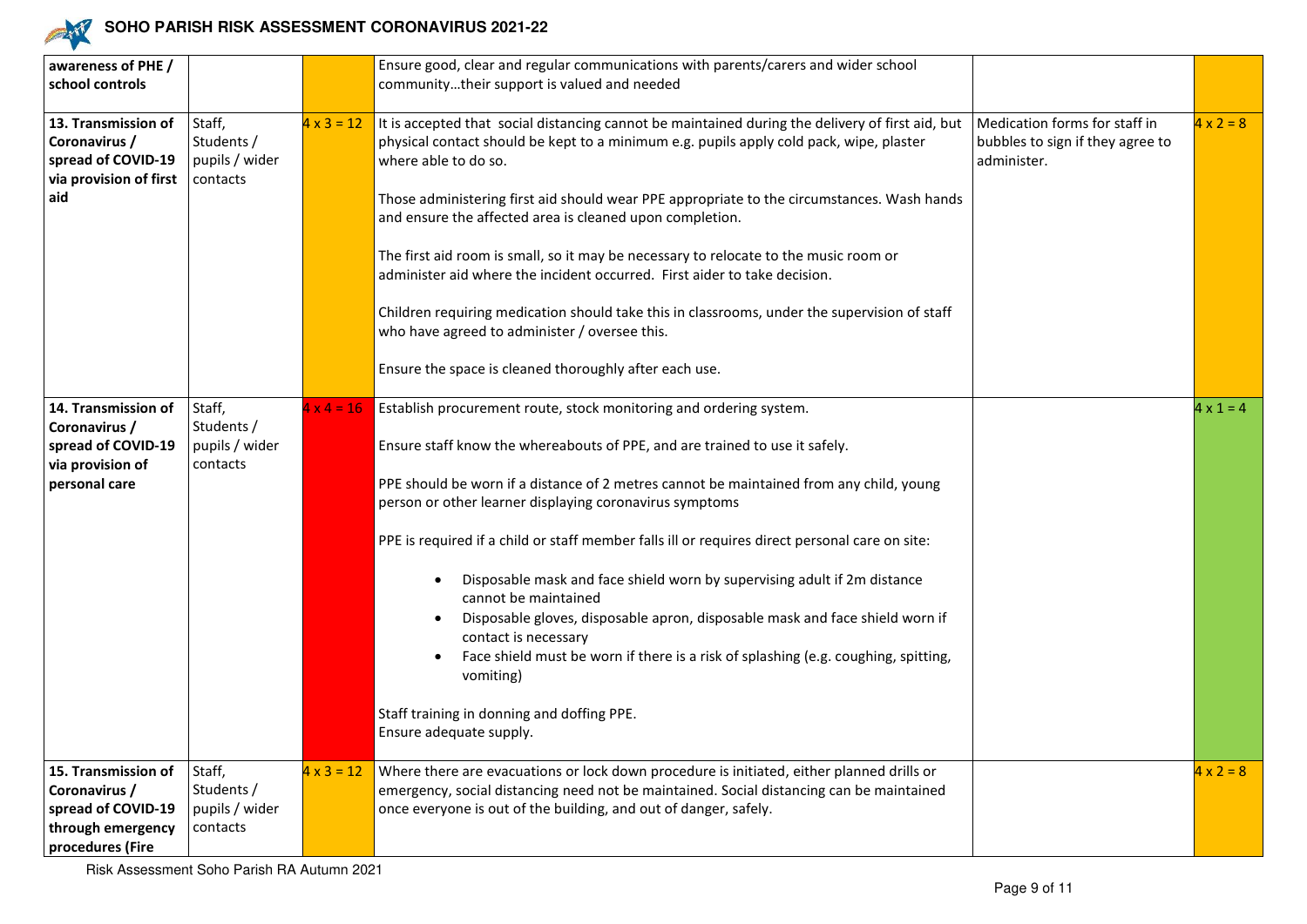| awareness of PHE / school controls | | | Ensure good, clear and regular communications with parents/carers and wider school community…their support is valued and needed | | |
|---|---|---|---|---|---|
| **13. Transmission of Coronavirus / spread of COVID-19 via provision of first aid** | Staff, Students / pupils / wider contacts | 4 x 3 = 12 | It is accepted that social distancing cannot be maintained during the delivery of first aid, but physical contact should be kept to a minimum e.g. pupils apply cold pack, wipe, plaster where able to do so.<br><br>Those administering first aid should wear PPE appropriate to the circumstances. Wash hands and ensure the affected area is cleaned upon completion.<br><br>The first aid room is small, so it may be necessary to relocate to the music room or administer aid where the incident occurred. First aider to take decision.<br><br>Children requiring medication should take this in classrooms, under the supervision of staff who have agreed to administer / oversee this.<br><br>Ensure the space is cleaned thoroughly after each use. | Medication forms for staff in bubbles to sign if they agree to administer. | 4 x 2 = 8 |
| **14. Transmission of Coronavirus / spread of COVID-19 via provision of personal care** | Staff, Students / pupils / wider contacts | 4 x 4 = 16 | Establish procurement route, stock monitoring and ordering system.<br><br>Ensure staff know the whereabouts of PPE, and are trained to use it safely.<br><br>PPE should be worn if a distance of 2 metres cannot be maintained from any child, young person or other learner displaying coronavirus symptoms<br><br>PPE is required if a child or staff member falls ill or requires direct personal care on site:<br>• Disposable mask and face shield worn by supervising adult if 2m distance cannot be maintained<br>• Disposable gloves, disposable apron, disposable mask and face shield worn if contact is necessary<br>• Face shield must be worn if there is a risk of splashing (e.g. coughing, spitting, vomiting)<br><br>Staff training in donning and doffing PPE.<br>Ensure adequate supply. | | 4 x 1 = 4 |
| **15. Transmission of Coronavirus / spread of COVID-19 through emergency procedures (Fire** | Staff, Students / pupils / wider contacts | 4 x 3 = 12 | Where there are evacuations or lock down procedure is initiated, either planned drills or emergency, social distancing need not be maintained. Social distancing can be maintained once everyone is out of the building, and out of danger, safely. | | 4 x 2 = 8 |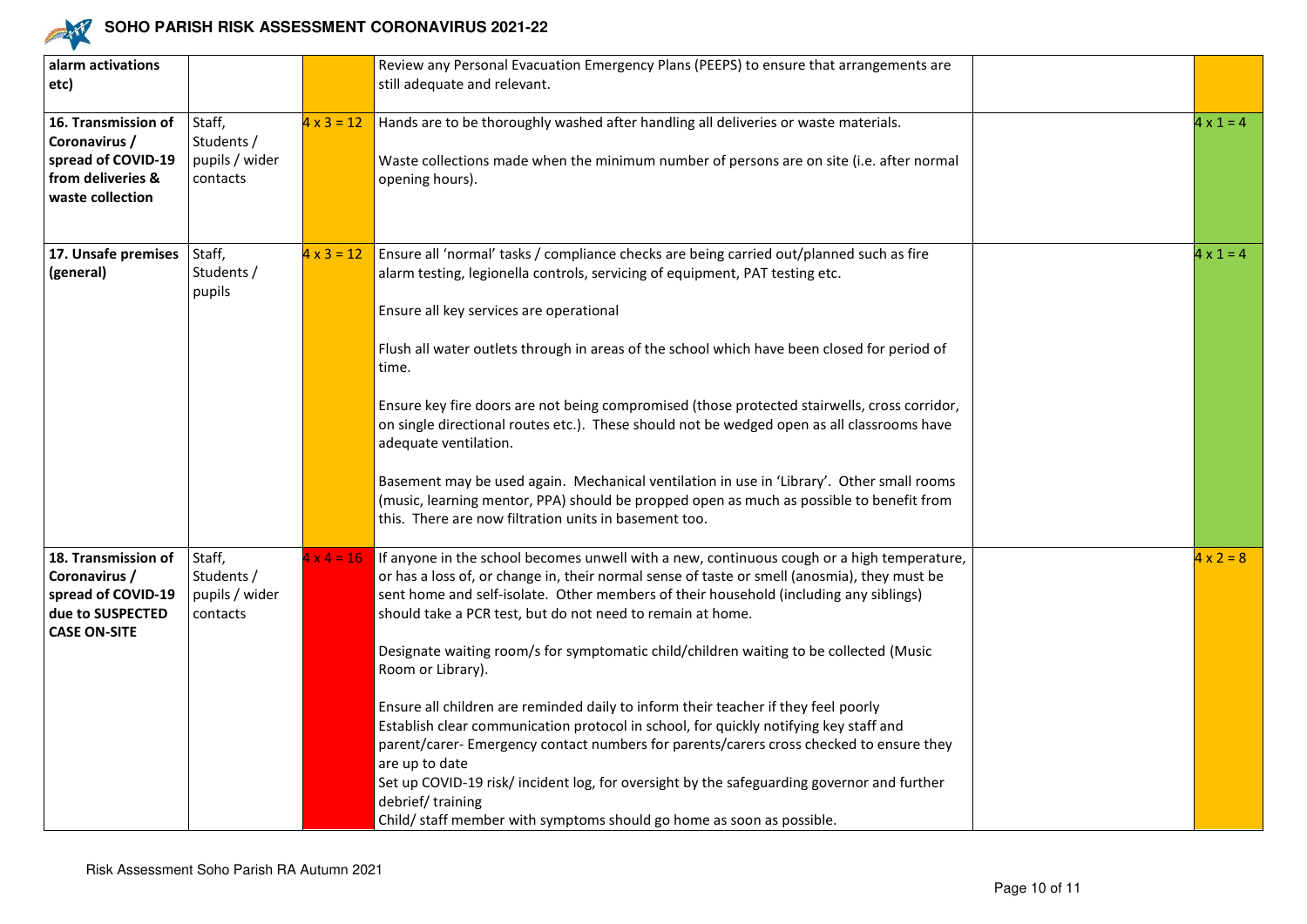| | | | | | |
|---|---|---|---|---|---|
| **alarm activations etc)** | | | Review any Personal Evacuation Emergency Plans (PEEPS) to ensure that arrangements are still adequate and relevant. | | |
| **16. Transmission of Coronavirus / spread of COVID-19 from deliveries & waste collection** | Staff, Students / pupils / wider contacts | 4 x 3 = 12 | Hands are to be thoroughly washed after handling all deliveries or waste materials.<br><br>Waste collections made when the minimum number of persons are on site (i.e. after normal opening hours). | | 4 x 1 = 4 |
| **17. Unsafe premises (general)** | Staff, Students / pupils | 4 x 3 = 12 | Ensure all 'normal' tasks / compliance checks are being carried out/planned such as fire alarm testing, legionella controls, servicing of equipment, PAT testing etc.<br><br>Ensure all key services are operational<br><br>Flush all water outlets through in areas of the school which have been closed for period of time.<br><br>Ensure key fire doors are not being compromised (those protected stairwells, cross corridor, on single directional routes etc.). These should not be wedged open as all classrooms have adequate ventilation.<br><br>Basement may be used again. Mechanical ventilation in use in 'Library'. Other small rooms (music, learning mentor, PPA) should be propped open as much as possible to benefit from this. There are now filtration units in basement too. | | 4 x 1 = 4 |
| **18. Transmission of Coronavirus / spread of COVID-19 due to SUSPECTED CASE ON-SITE** | Staff, Students / pupils / wider contacts | 4 x 4 = 16 | If anyone in the school becomes unwell with a new, continuous cough or a high temperature, or has a loss of, or change in, their normal sense of taste or smell (anosmia), they must be sent home and self-isolate. Other members of their household (including any siblings) should take a PCR test, but do not need to remain at home.<br><br>Designate waiting room/s for symptomatic child/children waiting to be collected (Music Room or Library).<br><br>Ensure all children are reminded daily to inform their teacher if they feel poorly<br>Establish clear communication protocol in school, for quickly notifying key staff and parent/carer- Emergency contact numbers for parents/carers cross checked to ensure they are up to date<br>Set up COVID-19 risk/ incident log, for oversight by the safeguarding governor and further debrief/ training<br>Child/ staff member with symptoms should go home as soon as possible. | | 4 x 2 = 8 |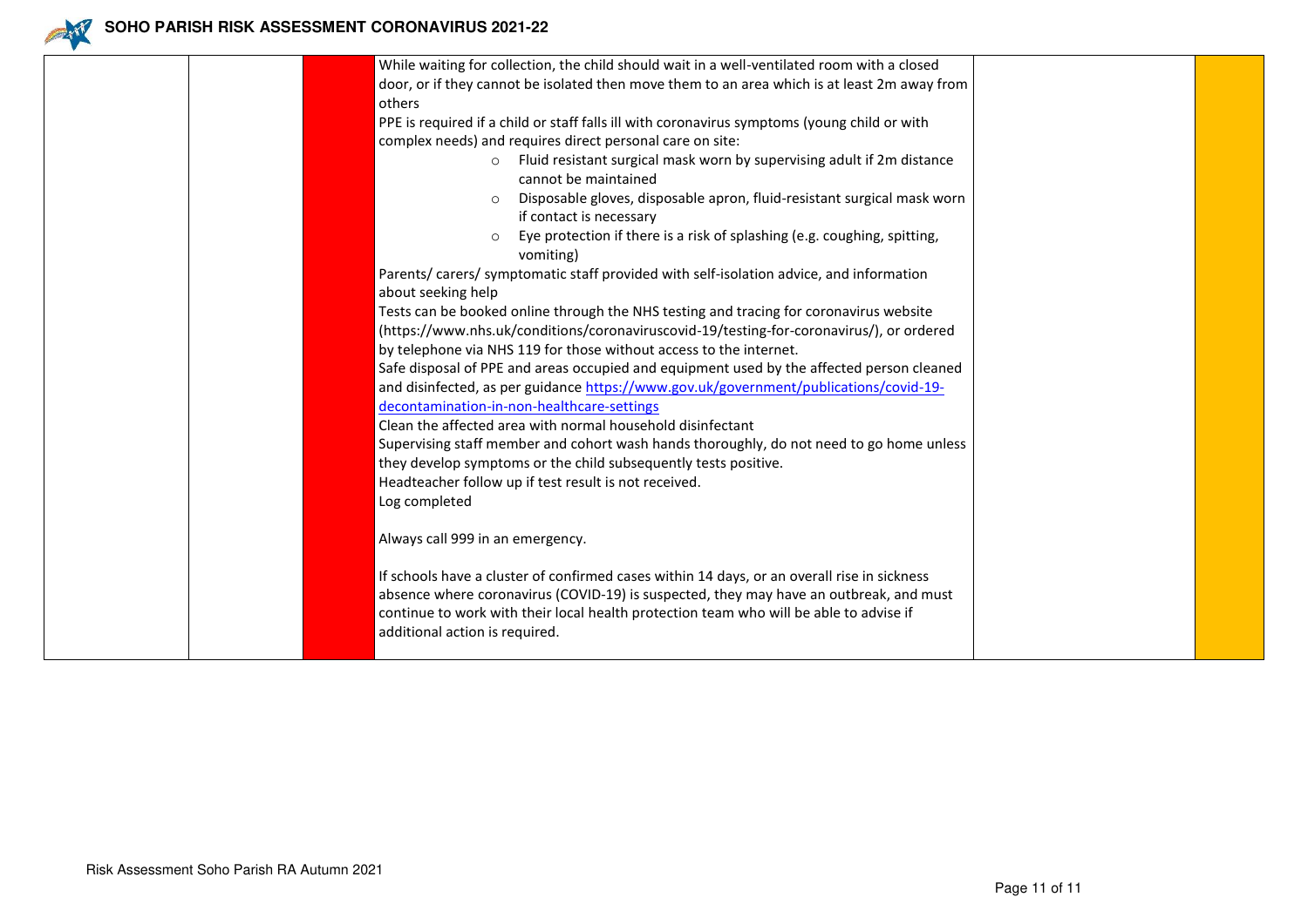| | | | | | |
|---|---|---|---|---|---|
| | | | While waiting for collection, the child should wait in a well-ventilated room with a closed door, or if they cannot be isolated then move them to an area which is at least 2m away from others<br>PPE is required if a child or staff falls ill with coronavirus symptoms (young child or with complex needs) and requires direct personal care on site:<br>○ Fluid resistant surgical mask worn by supervising adult if 2m distance cannot be maintained<br>○ Disposable gloves, disposable apron, fluid-resistant surgical mask worn if contact is necessary<br>○ Eye protection if there is a risk of splashing (e.g. coughing, spitting, vomiting)<br>Parents/ carers/ symptomatic staff provided with self-isolation advice, and information about seeking help<br>Tests can be booked online through the NHS testing and tracing for coronavirus website (https://www.nhs.uk/conditions/coronaviruscovid-19/testing-for-coronavirus/), or ordered by telephone via NHS 119 for those without access to the internet.<br>Safe disposal of PPE and areas occupied and equipment used by the affected person cleaned and disinfected, as per guidance https://www.gov.uk/government/publications/covid-19-decontamination-in-non-healthcare-settings<br>Clean the affected area with normal household disinfectant<br>Supervising staff member and cohort wash hands thoroughly, do not need to go home unless they develop symptoms or the child subsequently tests positive.<br>Headteacher follow up if test result is not received.<br>Log completed<br><br>Always call 999 in an emergency.<br><br>If schools have a cluster of confirmed cases within 14 days, or an overall rise in sickness absence where coronavirus (COVID-19) is suspected, they may have an outbreak, and must continue to work with their local health protection team who will be able to advise if additional action is required. | | |